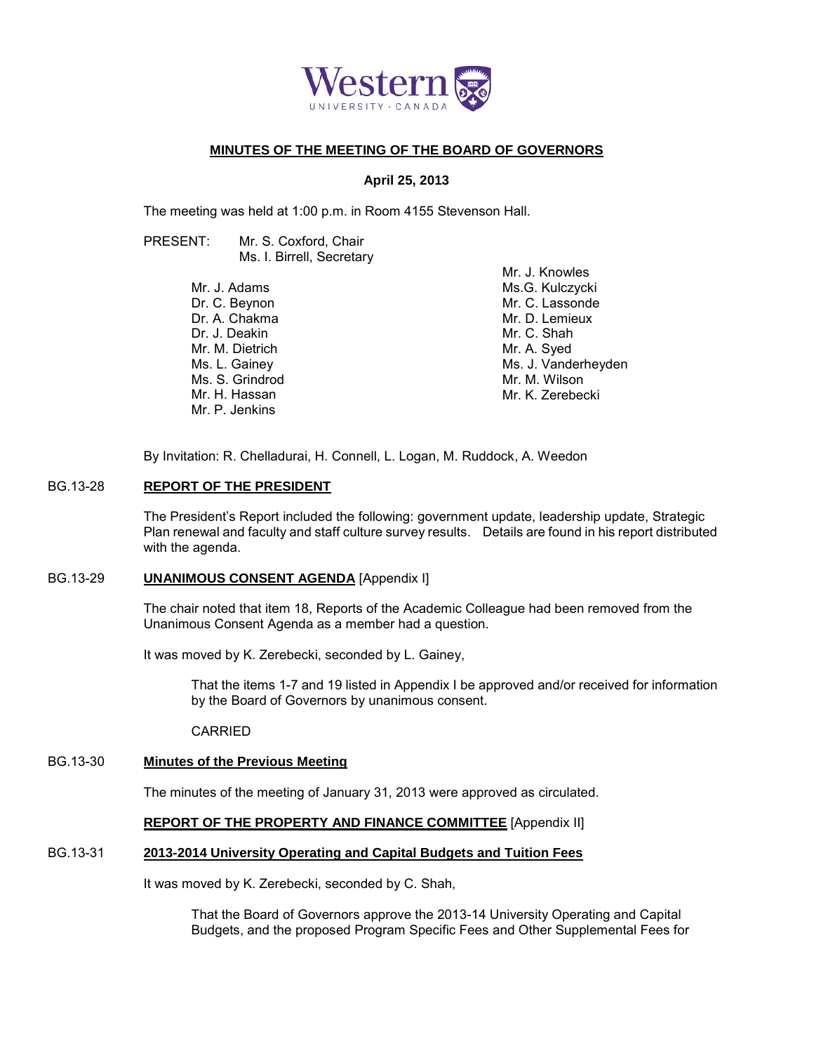Western
UNIVERSITY · CANADA

## MINUTES OF THE MEETING OF THE BOARD OF GOVERNORS

**April 25, 2013**

The meeting was held at 1:00 p.m. in Room 4155 Stevenson Hall.

PRESENT: Mr. S. Coxford, Chair
Ms. I. Birrell, Secretary

Mr. J. Adams
Dr. C. Beynon
Dr. A. Chakma
Dr. J. Deakin
Mr. M. Dietrich
Ms. L. Gainey
Ms. S. Grindrod
Mr. H. Hassan
Mr. P. Jenkins
Mr. J. Knowles
Ms.G. Kulczycki
Mr. C. Lassonde
Mr. D. Lemieux
Mr. C. Shah
Mr. A. Syed
Ms. J. Vanderheyden
Mr. M. Wilson
Mr. K. Zerebecki

By Invitation: R. Chelladurai, H. Connell, L. Logan, M. Ruddock, A. Weedon

### BG.13-28 REPORT OF THE PRESIDENT

The President's Report included the following: government update, leadership update, Strategic Plan renewal and faculty and staff culture survey results. Details are found in his report distributed with the agenda.

### BG.13-29 UNANIMOUS CONSENT AGENDA [Appendix I]

The chair noted that item 18, Reports of the Academic Colleague had been removed from the Unanimous Consent Agenda as a member had a question.

It was moved by K. Zerebecki, seconded by L. Gainey,

> That the items 1-7 and 19 listed in Appendix I be approved and/or received for information by the Board of Governors by unanimous consent.
>
> CARRIED

### BG.13-30 Minutes of the Previous Meeting

The minutes of the meeting of January 31, 2013 were approved as circulated.

### REPORT OF THE PROPERTY AND FINANCE COMMITTEE [Appendix II]

### BG.13-31 2013-2014 University Operating and Capital Budgets and Tuition Fees

It was moved by K. Zerebecki, seconded by C. Shah,

> That the Board of Governors approve the 2013-14 University Operating and Capital Budgets, and the proposed Program Specific Fees and Other Supplemental Fees for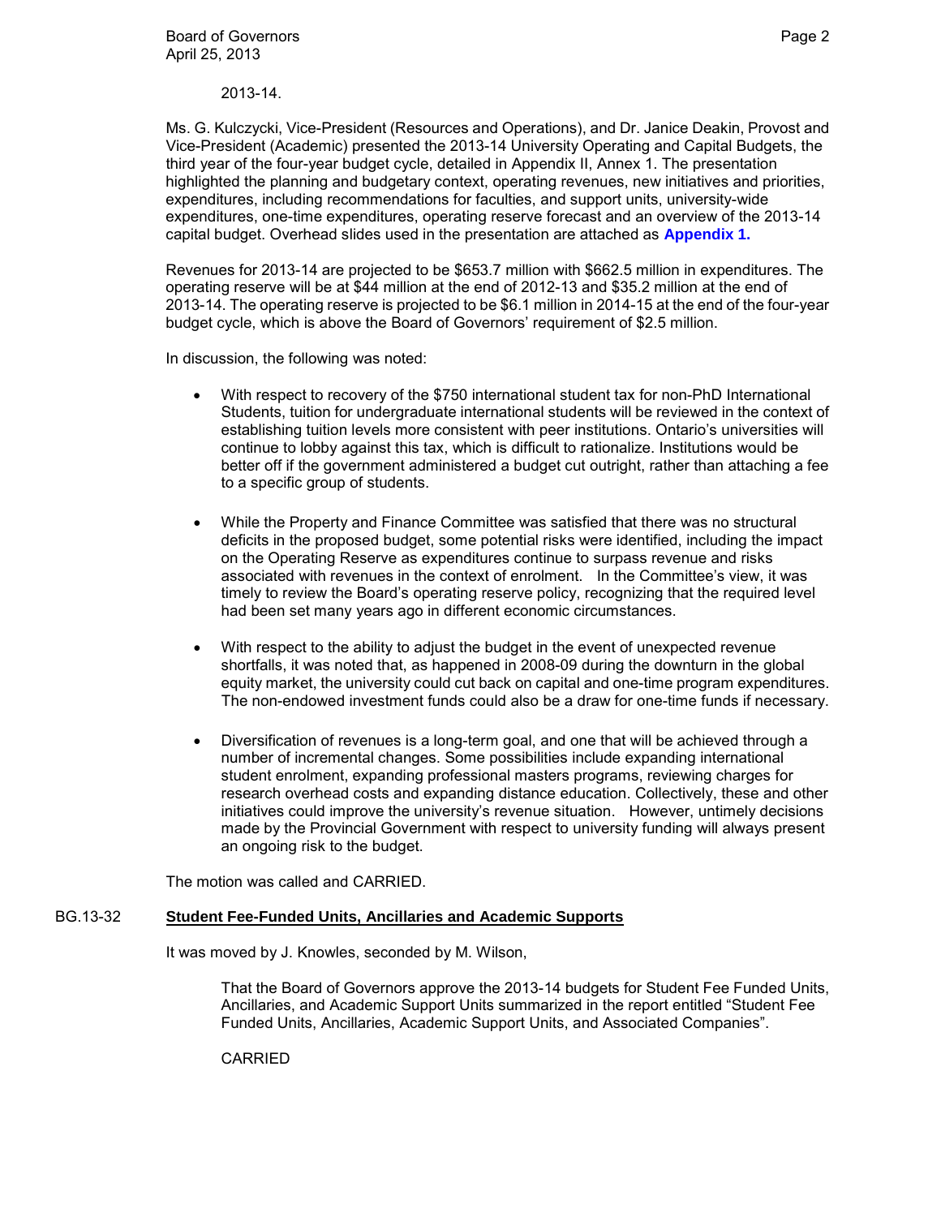2013-14.

Ms. G. Kulczycki, Vice-President (Resources and Operations), and Dr. Janice Deakin, Provost and Vice-President (Academic) presented the 2013-14 University Operating and Capital Budgets, the third year of the four-year budget cycle, detailed in Appendix II, Annex 1. The presentation highlighted the planning and budgetary context, operating revenues, new initiatives and priorities, expenditures, including recommendations for faculties, and support units, university-wide expenditures, one-time expenditures, operating reserve forecast and an overview of the 2013-14 capital budget. Overhead slides used in the presentation are attached as **Appendix 1.**

Revenues for 2013-14 are projected to be $653.7 million with $662.5 million in expenditures. The operating reserve will be at $44 million at the end of 2012-13 and $35.2 million at the end of 2013-14. The operating reserve is projected to be $6.1 million in 2014-15 at the end of the four-year budget cycle, which is above the Board of Governors' requirement of $2.5 million.

In discussion, the following was noted:

- With respect to recovery of the $750 international student tax for non-PhD International Students, tuition for undergraduate international students will be reviewed in the context of establishing tuition levels more consistent with peer institutions. Ontario's universities will continue to lobby against this tax, which is difficult to rationalize. Institutions would be better off if the government administered a budget cut outright, rather than attaching a fee to a specific group of students.

- While the Property and Finance Committee was satisfied that there was no structural deficits in the proposed budget, some potential risks were identified, including the impact on the Operating Reserve as expenditures continue to surpass revenue and risks associated with revenues in the context of enrolment. In the Committee's view, it was timely to review the Board's operating reserve policy, recognizing that the required level had been set many years ago in different economic circumstances.

- With respect to the ability to adjust the budget in the event of unexpected revenue shortfalls, it was noted that, as happened in 2008-09 during the downturn in the global equity market, the university could cut back on capital and one-time program expenditures. The non-endowed investment funds could also be a draw for one-time funds if necessary.

- Diversification of revenues is a long-term goal, and one that will be achieved through a number of incremental changes. Some possibilities include expanding international student enrolment, expanding professional masters programs, reviewing charges for research overhead costs and expanding distance education. Collectively, these and other initiatives could improve the university's revenue situation. However, untimely decisions made by the Provincial Government with respect to university funding will always present an ongoing risk to the budget.

The motion was called and CARRIED.

BG.13-32 **Student Fee-Funded Units, Ancillaries and Academic Supports**

It was moved by J. Knowles, seconded by M. Wilson,

> That the Board of Governors approve the 2013-14 budgets for Student Fee Funded Units, Ancillaries, and Academic Support Units summarized in the report entitled "Student Fee Funded Units, Ancillaries, Academic Support Units, and Associated Companies".
>
> CARRIED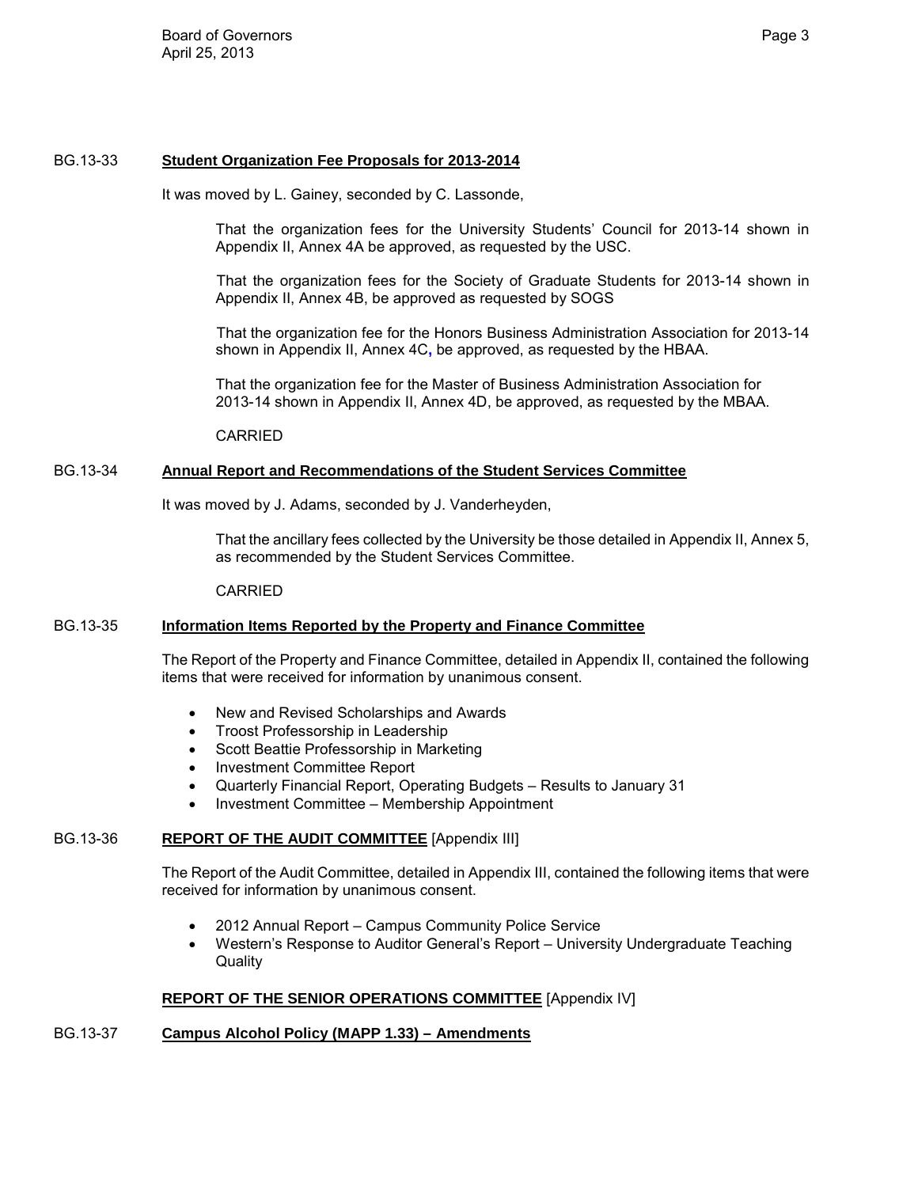BG.13-33 **Student Organization Fee Proposals for 2013-2014**

It was moved by L. Gainey, seconded by C. Lassonde,

> That the organization fees for the University Students' Council for 2013-14 shown in Appendix II, Annex 4A be approved, as requested by the USC.
>
> That the organization fees for the Society of Graduate Students for 2013-14 shown in Appendix II, Annex 4B, be approved as requested by SOGS
>
> That the organization fee for the Honors Business Administration Association for 2013-14 shown in Appendix II, Annex 4C, be approved, as requested by the HBAA.
>
> That the organization fee for the Master of Business Administration Association for 2013-14 shown in Appendix II, Annex 4D, be approved, as requested by the MBAA.
>
> CARRIED

BG.13-34 **Annual Report and Recommendations of the Student Services Committee**

It was moved by J. Adams, seconded by J. Vanderheyden,

> That the ancillary fees collected by the University be those detailed in Appendix II, Annex 5, as recommended by the Student Services Committee.
>
> CARRIED

BG.13-35 **Information Items Reported by the Property and Finance Committee**

The Report of the Property and Finance Committee, detailed in Appendix II, contained the following items that were received for information by unanimous consent.

- New and Revised Scholarships and Awards
- Troost Professorship in Leadership
- Scott Beattie Professorship in Marketing
- Investment Committee Report
- Quarterly Financial Report, Operating Budgets – Results to January 31
- Investment Committee – Membership Appointment

BG.13-36 **REPORT OF THE AUDIT COMMITTEE** [Appendix III]

The Report of the Audit Committee, detailed in Appendix III, contained the following items that were received for information by unanimous consent.

- 2012 Annual Report – Campus Community Police Service
- Western's Response to Auditor General's Report – University Undergraduate Teaching Quality

**REPORT OF THE SENIOR OPERATIONS COMMITTEE** [Appendix IV]

BG.13-37 **Campus Alcohol Policy (MAPP 1.33) – Amendments**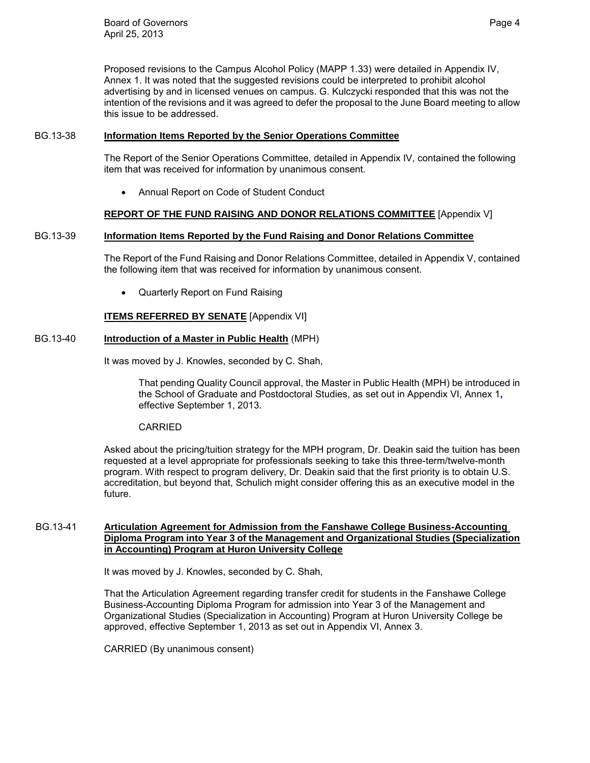Proposed revisions to the Campus Alcohol Policy (MAPP 1.33) were detailed in Appendix IV, Annex 1. It was noted that the suggested revisions could be interpreted to prohibit alcohol advertising by and in licensed venues on campus. G. Kulczycki responded that this was not the intention of the revisions and it was agreed to defer the proposal to the June Board meeting to allow this issue to be addressed.

BG.13-38 **Information Items Reported by the Senior Operations Committee**

The Report of the Senior Operations Committee, detailed in Appendix IV, contained the following item that was received for information by unanimous consent.

- Annual Report on Code of Student Conduct

**REPORT OF THE FUND RAISING AND DONOR RELATIONS COMMITTEE** [Appendix V]

BG.13-39 **Information Items Reported by the Fund Raising and Donor Relations Committee**

The Report of the Fund Raising and Donor Relations Committee, detailed in Appendix V, contained the following item that was received for information by unanimous consent.

- Quarterly Report on Fund Raising

**ITEMS REFERRED BY SENATE** [Appendix VI]

BG.13-40 **Introduction of a Master in Public Health** (MPH)

It was moved by J. Knowles, seconded by C. Shah,

> That pending Quality Council approval, the Master in Public Health (MPH) be introduced in the School of Graduate and Postdoctoral Studies, as set out in Appendix VI, Annex 1, effective September 1, 2013.
>
> CARRIED

Asked about the pricing/tuition strategy for the MPH program, Dr. Deakin said the tuition has been requested at a level appropriate for professionals seeking to take this three-term/twelve-month program. With respect to program delivery, Dr. Deakin said that the first priority is to obtain U.S. accreditation, but beyond that, Schulich might consider offering this as an executive model in the future.

BG.13-41 **Articulation Agreement for Admission from the Fanshawe College Business-Accounting Diploma Program into Year 3 of the Management and Organizational Studies (Specialization in Accounting) Program at Huron University College**

It was moved by J. Knowles, seconded by C. Shah,

That the Articulation Agreement regarding transfer credit for students in the Fanshawe College Business-Accounting Diploma Program for admission into Year 3 of the Management and Organizational Studies (Specialization in Accounting) Program at Huron University College be approved, effective September 1, 2013 as set out in Appendix VI, Annex 3.

CARRIED (By unanimous consent)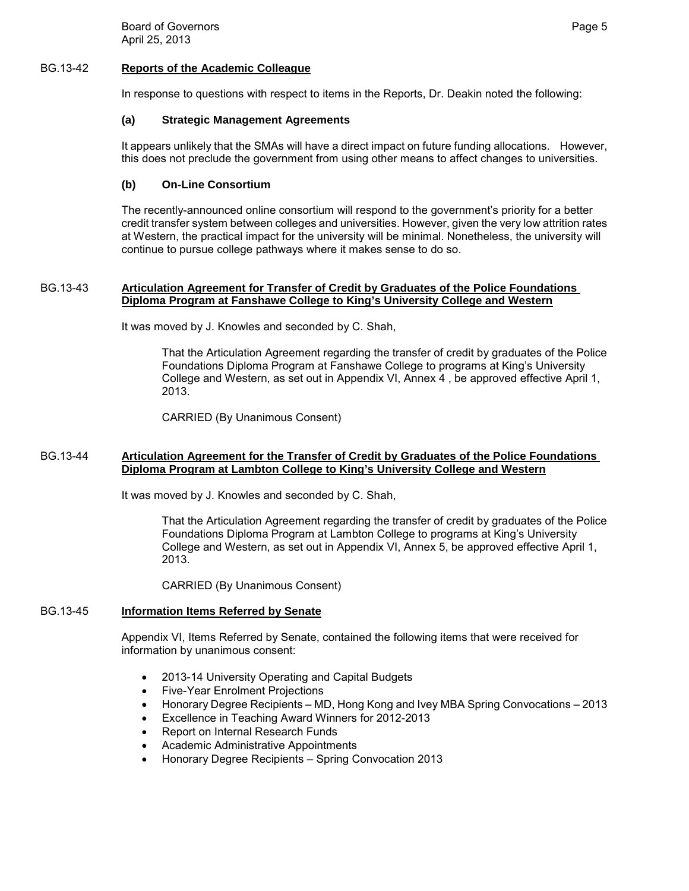## BG.13-42 Reports of the Academic Colleague

In response to questions with respect to items in the Reports, Dr. Deakin noted the following:

### (a) Strategic Management Agreements

It appears unlikely that the SMAs will have a direct impact on future funding allocations. However, this does not preclude the government from using other means to affect changes to universities.

### (b) On-Line Consortium

The recently-announced online consortium will respond to the government's priority for a better credit transfer system between colleges and universities. However, given the very low attrition rates at Western, the practical impact for the university will be minimal. Nonetheless, the university will continue to pursue college pathways where it makes sense to do so.

## BG.13-43 Articulation Agreement for Transfer of Credit by Graduates of the Police Foundations Diploma Program at Fanshawe College to King's University College and Western

It was moved by J. Knowles and seconded by C. Shah,

> That the Articulation Agreement regarding the transfer of credit by graduates of the Police Foundations Diploma Program at Fanshawe College to programs at King's University College and Western, as set out in Appendix VI, Annex 4 , be approved effective April 1, 2013.
>
> CARRIED (By Unanimous Consent)

## BG.13-44 Articulation Agreement for the Transfer of Credit by Graduates of the Police Foundations Diploma Program at Lambton College to King's University College and Western

It was moved by J. Knowles and seconded by C. Shah,

> That the Articulation Agreement regarding the transfer of credit by graduates of the Police Foundations Diploma Program at Lambton College to programs at King's University College and Western, as set out in Appendix VI, Annex 5, be approved effective April 1, 2013.
>
> CARRIED (By Unanimous Consent)

## BG.13-45 Information Items Referred by Senate

Appendix VI, Items Referred by Senate, contained the following items that were received for information by unanimous consent:

- 2013-14 University Operating and Capital Budgets
- Five-Year Enrolment Projections
- Honorary Degree Recipients – MD, Hong Kong and Ivey MBA Spring Convocations – 2013
- Excellence in Teaching Award Winners for 2012-2013
- Report on Internal Research Funds
- Academic Administrative Appointments
- Honorary Degree Recipients – Spring Convocation 2013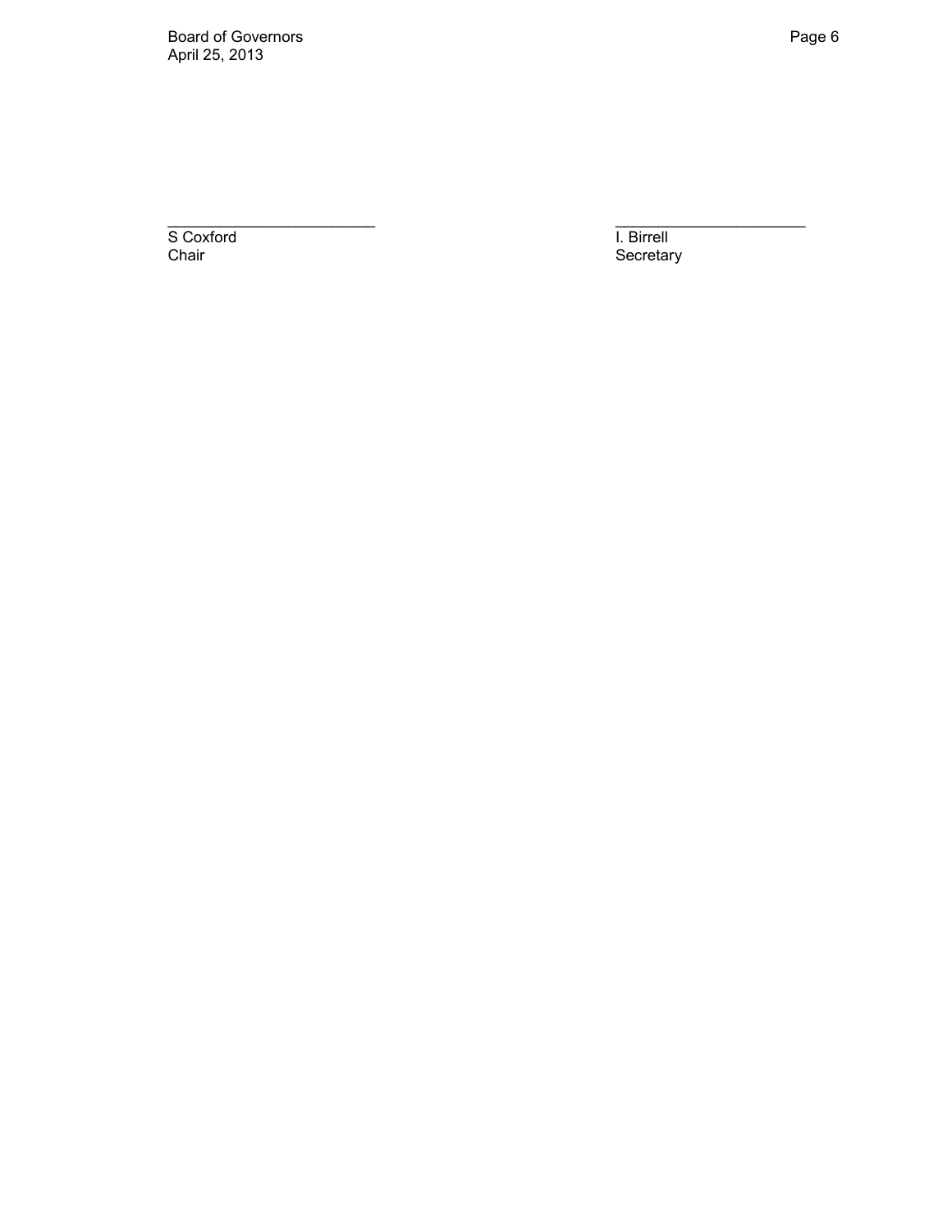\_\_\_\_\_\_\_\_\_\_\_\_\_\_\_\_\_\_\_\_\_\_\_\_\_
S Coxford
Chair

\_\_\_\_\_\_\_\_\_\_\_\_\_\_\_\_\_\_\_\_\_\_\_\_\_
I. Birrell
Secretary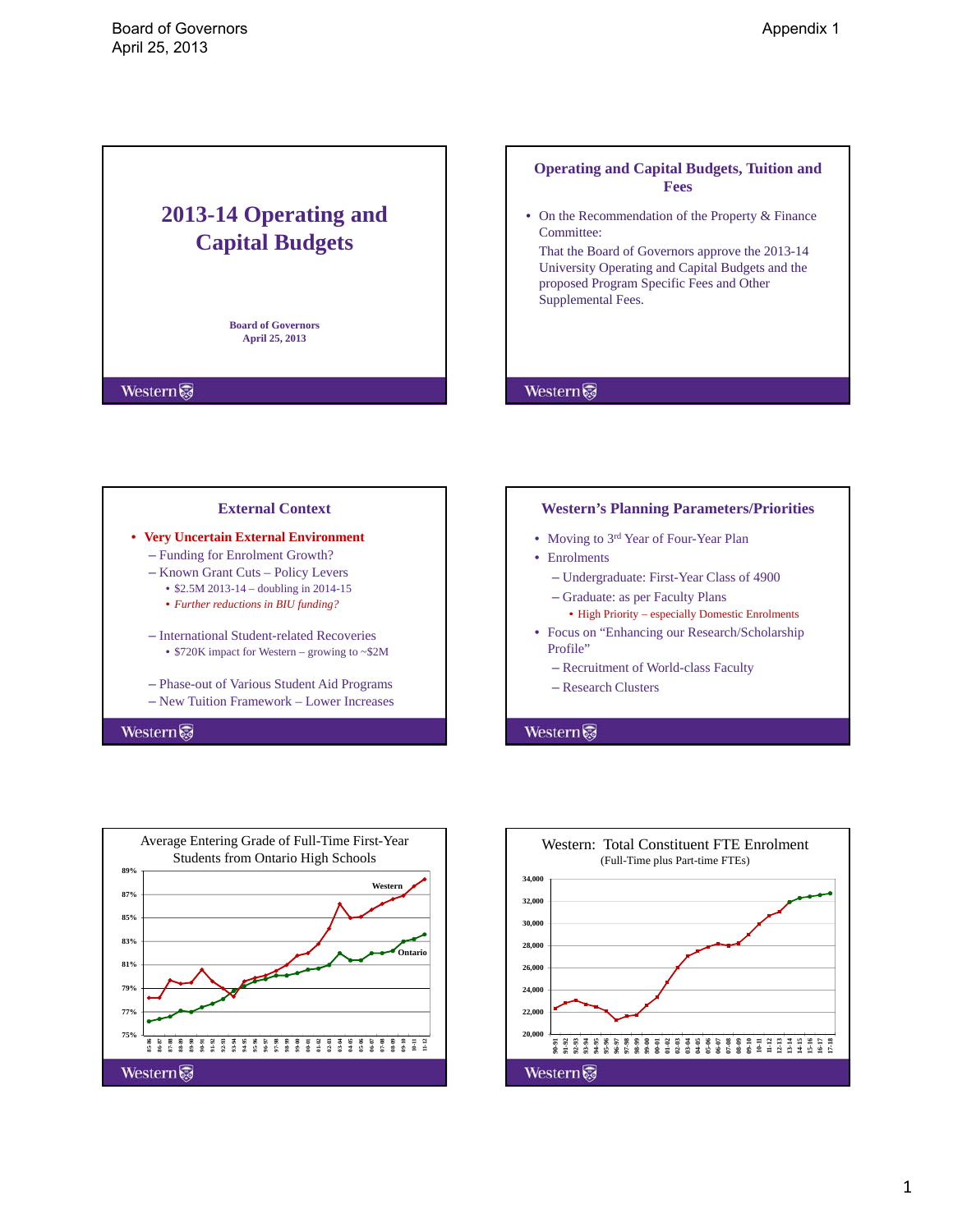# 2013-14 Operating and Capital Budgets

**Board of Governors**
**April 25, 2013**

Western

## Operating and Capital Budgets, Tuition and Fees

- On the Recommendation of the Property & Finance Committee:
  That the Board of Governors approve the 2013-14 University Operating and Capital Budgets and the proposed Program Specific Fees and Other Supplemental Fees.

Western

## External Context

- **Very Uncertain External Environment**
  - Funding for Enrolment Growth?
  - Known Grant Cuts – Policy Levers
    - $2.5M 2013-14 – doubling in 2014-15
    - *Further reductions in BIU funding?*
  - International Student-related Recoveries
    - $720K impact for Western – growing to ~$2M
  - Phase-out of Various Student Aid Programs
  - New Tuition Framework – Lower Increases

Western

## Western's Planning Parameters/Priorities

- Moving to 3rd Year of Four-Year Plan
- Enrolments
  - Undergraduate: First-Year Class of 4900
  - Graduate: as per Faculty Plans
    - High Priority – especially Domestic Enrolments
- Focus on "Enhancing our Research/Scholarship Profile"
  - Recruitment of World-class Faculty
  - Research Clusters

Western

## Average Entering Grade of Full-Time First-Year Students from Ontario High Schools

(Line chart: Western vs. Ontario, 85-86 to 11-12; y-axis 75% to 89%)

Western

## Western: Total Constituent FTE Enrolment

(Full-Time plus Part-time FTEs)

(Line chart: 90-91 to 17-18; y-axis 20,000 to 34,000)

Western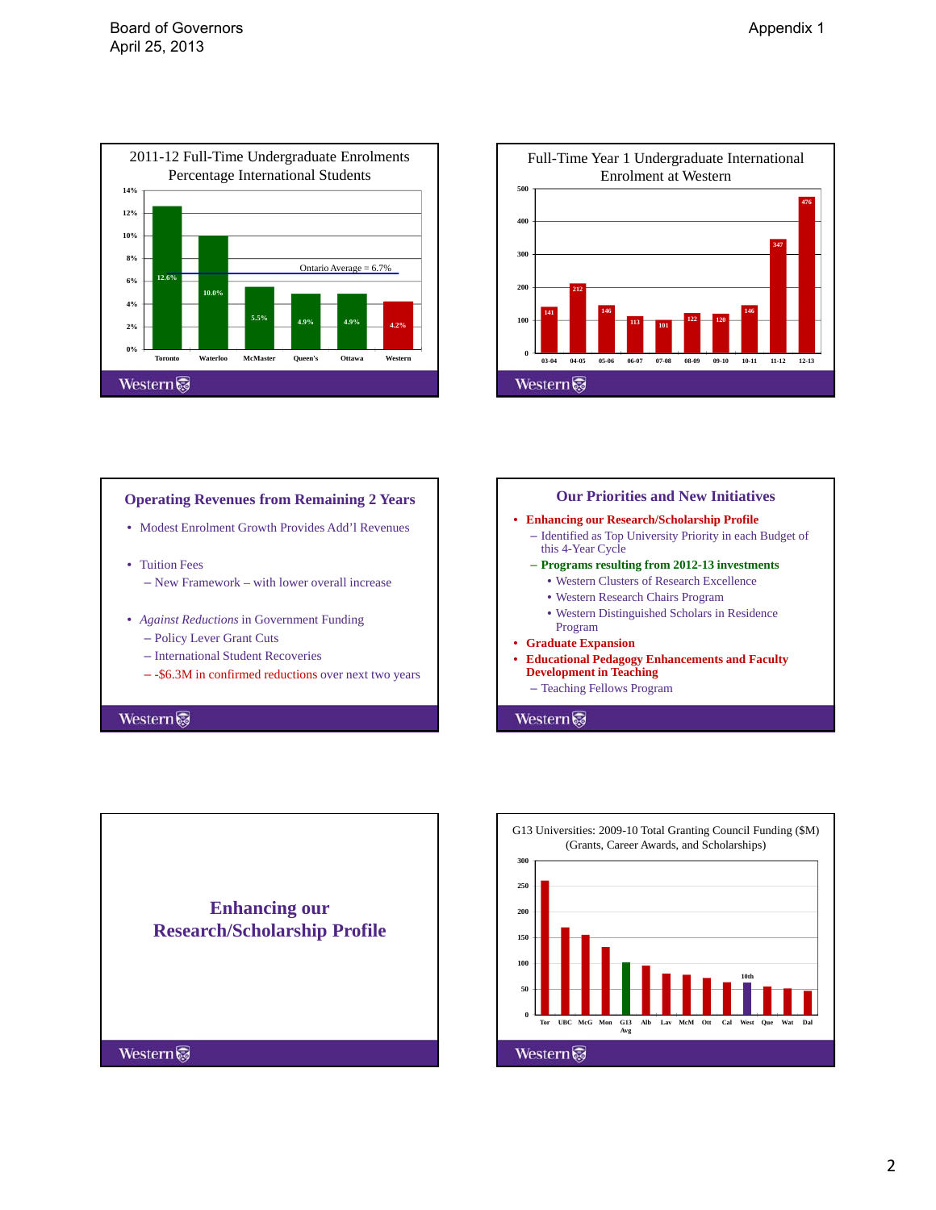### 2011-12 Full-Time Undergraduate Enrolments Percentage International Students

| University | % International |
|---|---|
| Toronto | 12.6% |
| Waterloo | 10.0% |
| McMaster | 5.5% |
| Queen's | 4.9% |
| Ottawa | 4.9% |
| Western | 4.2% |

Ontario Average = 6.7%

### Full-Time Year 1 Undergraduate International Enrolment at Western

| Year | Enrolment |
|---|---|
| 03-04 | 141 |
| 04-05 | 212 |
| 05-06 | 146 |
| 06-07 | 113 |
| 07-08 | 101 |
| 08-09 | 122 |
| 09-10 | 120 |
| 10-11 | 146 |
| 11-12 | 347 |
| 12-13 | 476 |

### Operating Revenues from Remaining 2 Years

- Modest Enrolment Growth Provides Add'l Revenues
- Tuition Fees
  - New Framework – with lower overall increase
- *Against Reductions* in Government Funding
  - Policy Lever Grant Cuts
  - International Student Recoveries
  - -$6.3M in confirmed reductions over next two years

### Our Priorities and New Initiatives

- **Enhancing our Research/Scholarship Profile**
  - Identified as Top University Priority in each Budget of this 4-Year Cycle
  - **Programs resulting from 2012-13 investments**
    - Western Clusters of Research Excellence
    - Western Research Chairs Program
    - Western Distinguished Scholars in Residence Program
- **Graduate Expansion**
- **Educational Pedagogy Enhancements and Faculty Development in Teaching**
  - Teaching Fellows Program

## Enhancing our Research/Scholarship Profile

### G13 Universities: 2009-10 Total Granting Council Funding ($M) (Grants, Career Awards, and Scholarships)

Universities shown (in descending order): Tor, UBC, McG, Mon, G13 Avg, Alb, Lav, McM, Ott, Cal, West (10th), Que, Wat, Dal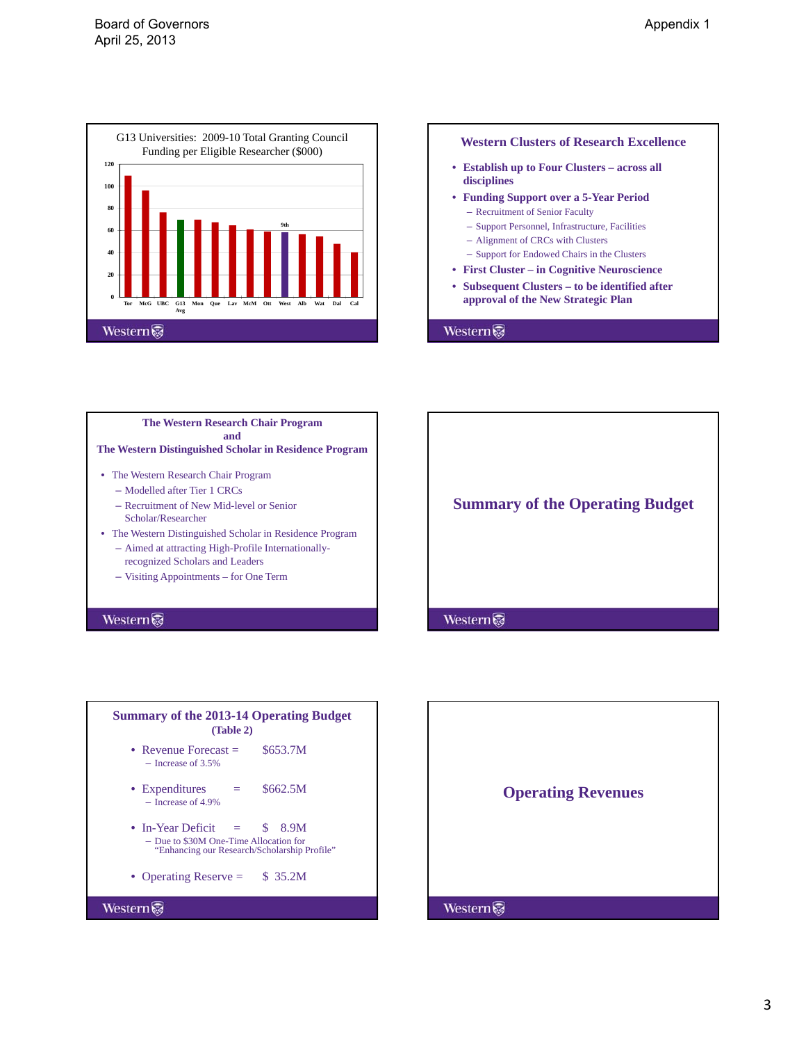Board of Governors
April 25, 2013

Appendix 1

## G13 Universities: 2009-10 Total Granting Council Funding per Eligible Researcher ($000)

Tor, McG, UBC, G13 Avg, Mon, Que, Lav, McM, Ott, West (9th), Alb, Wat, Dal, Cal

Western

## Western Clusters of Research Excellence

- **Establish up to Four Clusters – across all disciplines**
- **Funding Support over a 5-Year Period**
  - Recruitment of Senior Faculty
  - Support Personnel, Infrastructure, Facilities
  - Alignment of CRCs with Clusters
  - Support for Endowed Chairs in the Clusters
- **First Cluster – in Cognitive Neuroscience**
- **Subsequent Clusters – to be identified after approval of the New Strategic Plan**

Western

## The Western Research Chair Program and The Western Distinguished Scholar in Residence Program

- The Western Research Chair Program
  - Modelled after Tier 1 CRCs
  - Recruitment of New Mid-level or Senior Scholar/Researcher
- The Western Distinguished Scholar in Residence Program
  - Aimed at attracting High-Profile Internationally-recognized Scholars and Leaders
  - Visiting Appointments – for One Term

Western

## Summary of the Operating Budget

Western

## Summary of the 2013-14 Operating Budget (Table 2)

- Revenue Forecast = $653.7M
  - Increase of 3.5%
- Expenditures = $662.5M
  - Increase of 4.9%
- In-Year Deficit = $ 8.9M
  - Due to $30M One-Time Allocation for "Enhancing our Research/Scholarship Profile"
- Operating Reserve = $ 35.2M

Western

## Operating Revenues

Western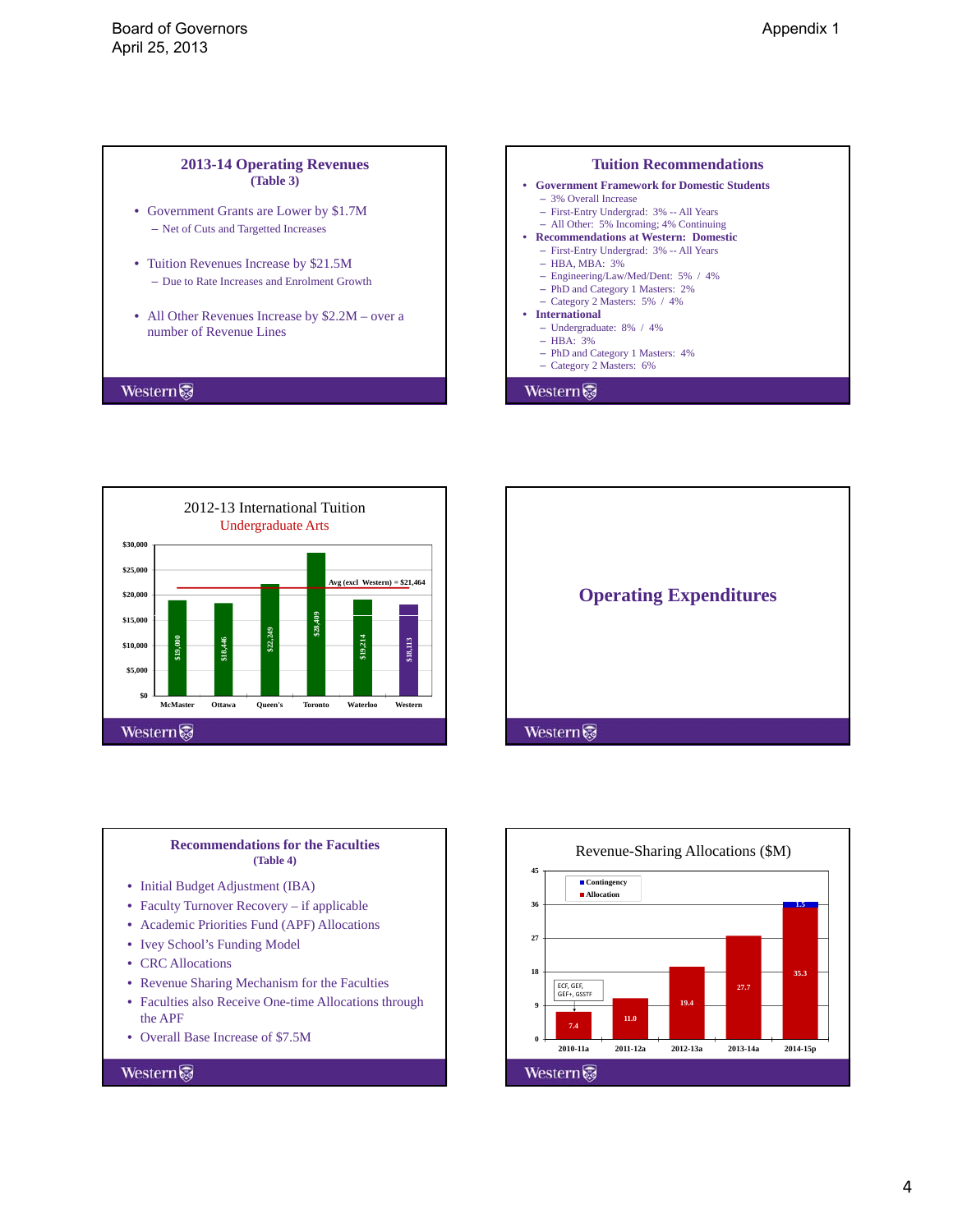## 2013-14 Operating Revenues
(Table 3)

- Government Grants are Lower by $1.7M
  - Net of Cuts and Targetted Increases
- Tuition Revenues Increase by $21.5M
  - Due to Rate Increases and Enrolment Growth
- All Other Revenues Increase by $2.2M – over a number of Revenue Lines

## Tuition Recommendations

- **Government Framework for Domestic Students**
  - 3% Overall Increase
  - First-Entry Undergrad: 3% -- All Years
  - All Other: 5% Incoming; 4% Continuing
- **Recommendations at Western: Domestic**
  - First-Entry Undergrad: 3% -- All Years
  - HBA, MBA: 3%
  - Engineering/Law/Med/Dent: 5% / 4%
  - PhD and Category 1 Masters: 2%
  - Category 2 Masters: 5% / 4%
- **International**
  - Undergraduate: 8% / 4%
  - HBA: 3%
  - PhD and Category 1 Masters: 4%
  - Category 2 Masters: 6%

## 2012-13 International Tuition
Undergraduate Arts

| Institution | Tuition |
|---|---|
| McMaster | $19,000 |
| Ottawa | $18,446 |
| Queen's | $22,249 |
| Toronto | $28,409 |
| Waterloo | $19,214 |
| Western | $18,113 |

Avg (excl Western) = $21,464

## Operating Expenditures

## Recommendations for the Faculties
(Table 4)

- Initial Budget Adjustment (IBA)
- Faculty Turnover Recovery – if applicable
- Academic Priorities Fund (APF) Allocations
- Ivey School's Funding Model
- CRC Allocations
- Revenue Sharing Mechanism for the Faculties
- Faculties also Receive One-time Allocations through the APF
- Overall Base Increase of $7.5M

## Revenue-Sharing Allocations ($M)

| Year | Allocation | Contingency |
|---|---|---|
| 2010-11a | 7.4 | |
| 2011-12a | 11.0 | |
| 2012-13a | 19.4 | |
| 2013-14a | 27.7 | |
| 2014-15p | 35.3 | 1.5 |

ECF, GEF, GEF+, GSSTF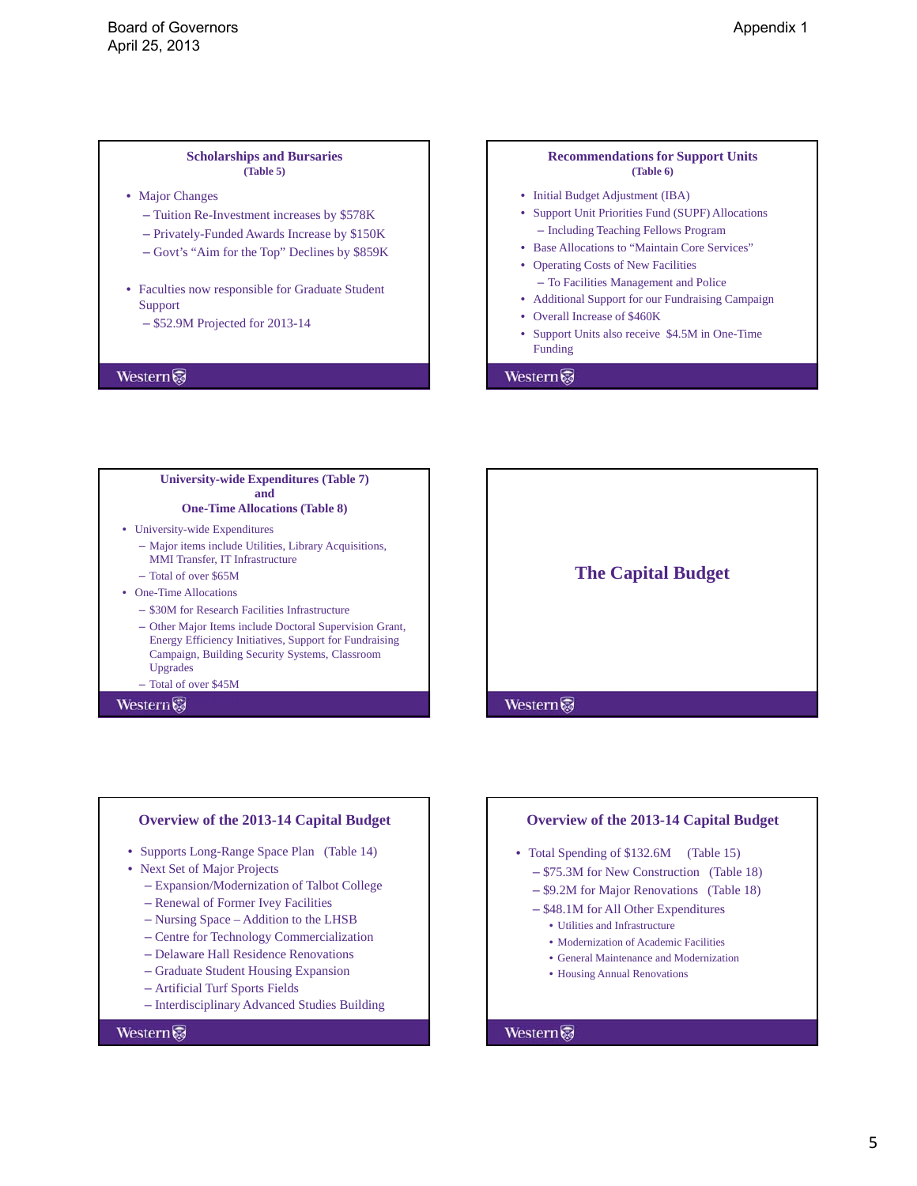## Scholarships and Bursaries
**(Table 5)**

- Major Changes
  - Tuition Re-Investment increases by $578K
  - Privately-Funded Awards Increase by $150K
  - Govt's "Aim for the Top" Declines by $859K
- Faculties now responsible for Graduate Student Support
  - $52.9M Projected for 2013-14

Western

## Recommendations for Support Units
**(Table 6)**

- Initial Budget Adjustment (IBA)
- Support Unit Priorities Fund (SUPF) Allocations
  - Including Teaching Fellows Program
- Base Allocations to "Maintain Core Services"
- Operating Costs of New Facilities
  - To Facilities Management and Police
- Additional Support for our Fundraising Campaign
- Overall Increase of $460K
- Support Units also receive $4.5M in One-Time Funding

Western

## University-wide Expenditures (Table 7) and One-Time Allocations (Table 8)

- University-wide Expenditures
  - Major items include Utilities, Library Acquisitions, MMI Transfer, IT Infrastructure
  - Total of over $65M
- One-Time Allocations
  - $30M for Research Facilities Infrastructure
  - Other Major Items include Doctoral Supervision Grant, Energy Efficiency Initiatives, Support for Fundraising Campaign, Building Security Systems, Classroom Upgrades
  - Total of over $45M

Western

## The Capital Budget

Western

## Overview of the 2013-14 Capital Budget

- Supports Long-Range Space Plan (Table 14)
- Next Set of Major Projects
  - Expansion/Modernization of Talbot College
  - Renewal of Former Ivey Facilities
  - Nursing Space – Addition to the LHSB
  - Centre for Technology Commercialization
  - Delaware Hall Residence Renovations
  - Graduate Student Housing Expansion
  - Artificial Turf Sports Fields
  - Interdisciplinary Advanced Studies Building

Western

## Overview of the 2013-14 Capital Budget

- Total Spending of $132.6M (Table 15)
  - $75.3M for New Construction (Table 18)
  - $9.2M for Major Renovations (Table 18)
  - $48.1M for All Other Expenditures
    - Utilities and Infrastructure
    - Modernization of Academic Facilities
    - General Maintenance and Modernization
    - Housing Annual Renovations

Western